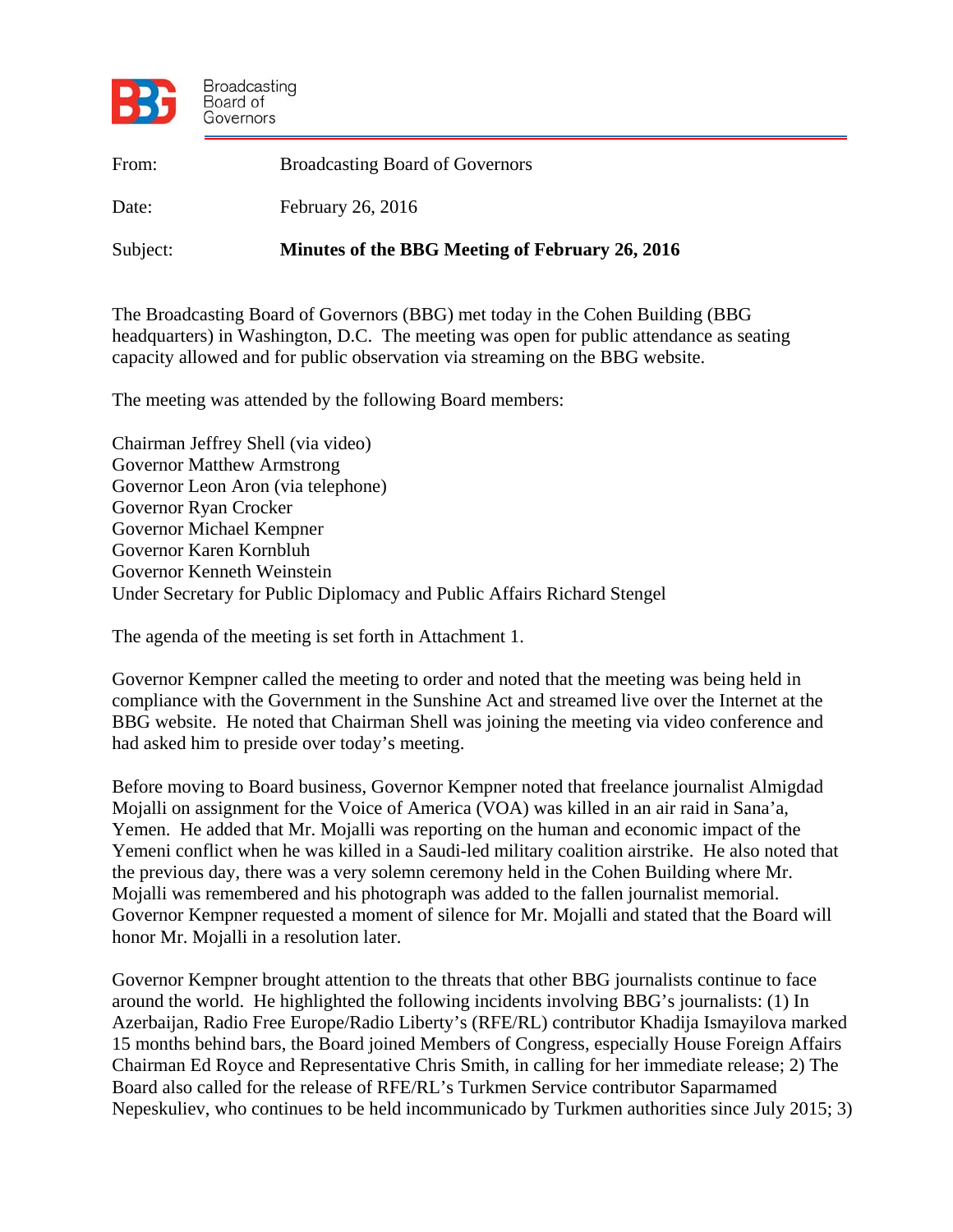Broadcasting Board of Governors

| | |
|---|---|
| From: | Broadcasting Board of Governors |
| Date: | February 26, 2016 |
| Subject: | **Minutes of the BBG Meeting of February 26, 2016** |

The Broadcasting Board of Governors (BBG) met today in the Cohen Building (BBG headquarters) in Washington, D.C. The meeting was open for public attendance as seating capacity allowed and for public observation via streaming on the BBG website.

The meeting was attended by the following Board members:

Chairman Jeffrey Shell (via video)
Governor Matthew Armstrong
Governor Leon Aron (via telephone)
Governor Ryan Crocker
Governor Michael Kempner
Governor Karen Kornbluh
Governor Kenneth Weinstein
Under Secretary for Public Diplomacy and Public Affairs Richard Stengel

The agenda of the meeting is set forth in Attachment 1.

Governor Kempner called the meeting to order and noted that the meeting was being held in compliance with the Government in the Sunshine Act and streamed live over the Internet at the BBG website. He noted that Chairman Shell was joining the meeting via video conference and had asked him to preside over today's meeting.

Before moving to Board business, Governor Kempner noted that freelance journalist Almigdad Mojalli on assignment for the Voice of America (VOA) was killed in an air raid in Sana'a, Yemen. He added that Mr. Mojalli was reporting on the human and economic impact of the Yemeni conflict when he was killed in a Saudi-led military coalition airstrike. He also noted that the previous day, there was a very solemn ceremony held in the Cohen Building where Mr. Mojalli was remembered and his photograph was added to the fallen journalist memorial. Governor Kempner requested a moment of silence for Mr. Mojalli and stated that the Board will honor Mr. Mojalli in a resolution later.

Governor Kempner brought attention to the threats that other BBG journalists continue to face around the world. He highlighted the following incidents involving BBG's journalists: (1) In Azerbaijan, Radio Free Europe/Radio Liberty's (RFE/RL) contributor Khadija Ismayilova marked 15 months behind bars, the Board joined Members of Congress, especially House Foreign Affairs Chairman Ed Royce and Representative Chris Smith, in calling for her immediate release; 2) The Board also called for the release of RFE/RL's Turkmen Service contributor Saparmamed Nepeskuliev, who continues to be held incommunicado by Turkmen authorities since July 2015; 3)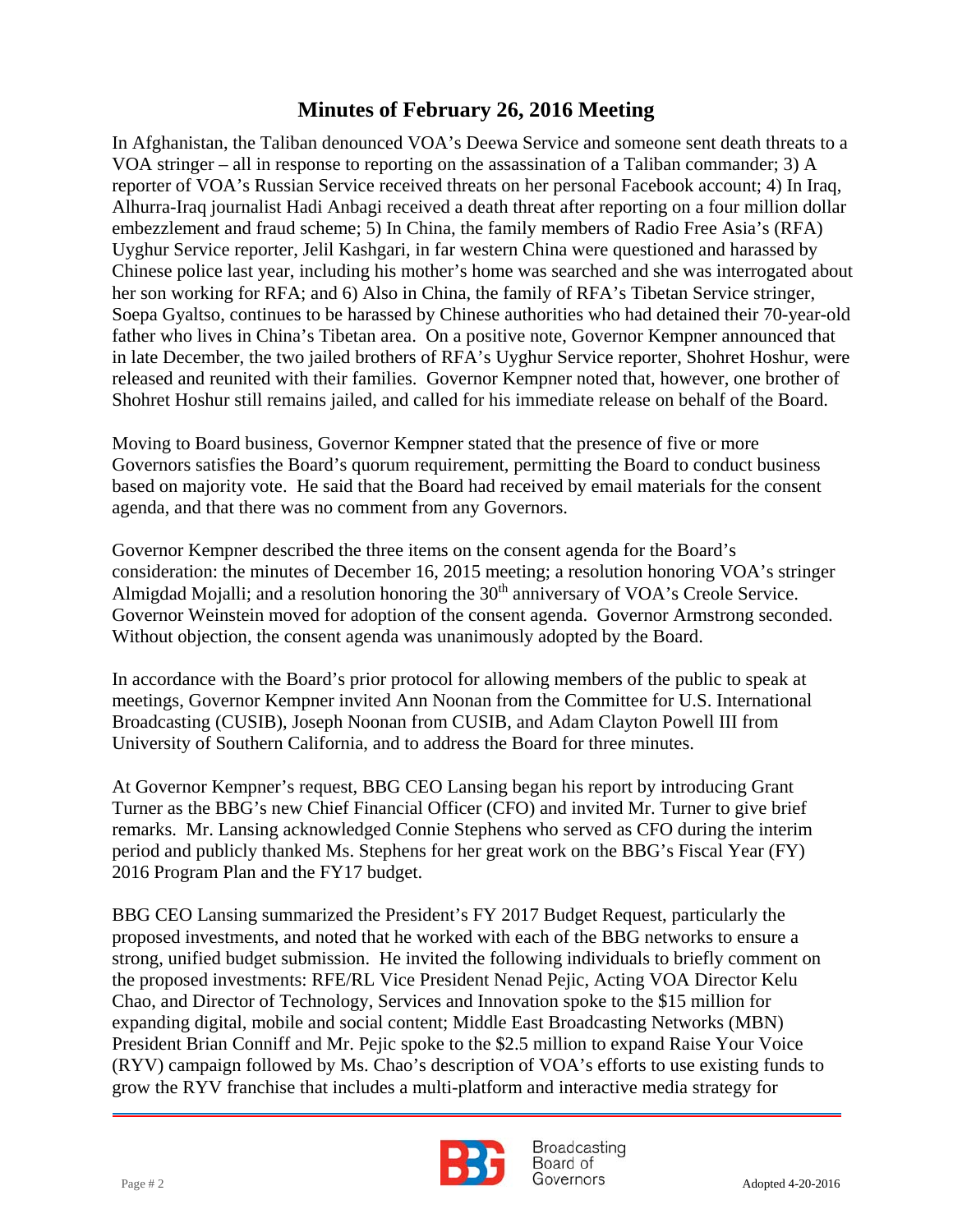## Minutes of February 26, 2016 Meeting

In Afghanistan, the Taliban denounced VOA's Deewa Service and someone sent death threats to a VOA stringer – all in response to reporting on the assassination of a Taliban commander; 3) A reporter of VOA's Russian Service received threats on her personal Facebook account; 4) In Iraq, Alhurra-Iraq journalist Hadi Anbagi received a death threat after reporting on a four million dollar embezzlement and fraud scheme; 5) In China, the family members of Radio Free Asia's (RFA) Uyghur Service reporter, Jelil Kashgari, in far western China were questioned and harassed by Chinese police last year, including his mother's home was searched and she was interrogated about her son working for RFA; and 6) Also in China, the family of RFA's Tibetan Service stringer, Soepa Gyaltso, continues to be harassed by Chinese authorities who had detained their 70-year-old father who lives in China's Tibetan area. On a positive note, Governor Kempner announced that in late December, the two jailed brothers of RFA's Uyghur Service reporter, Shohret Hoshur, were released and reunited with their families. Governor Kempner noted that, however, one brother of Shohret Hoshur still remains jailed, and called for his immediate release on behalf of the Board.

Moving to Board business, Governor Kempner stated that the presence of five or more Governors satisfies the Board's quorum requirement, permitting the Board to conduct business based on majority vote. He said that the Board had received by email materials for the consent agenda, and that there was no comment from any Governors.

Governor Kempner described the three items on the consent agenda for the Board's consideration: the minutes of December 16, 2015 meeting; a resolution honoring VOA's stringer Almigdad Mojalli; and a resolution honoring the 30th anniversary of VOA's Creole Service. Governor Weinstein moved for adoption of the consent agenda. Governor Armstrong seconded. Without objection, the consent agenda was unanimously adopted by the Board.

In accordance with the Board's prior protocol for allowing members of the public to speak at meetings, Governor Kempner invited Ann Noonan from the Committee for U.S. International Broadcasting (CUSIB), Joseph Noonan from CUSIB, and Adam Clayton Powell III from University of Southern California, and to address the Board for three minutes.

At Governor Kempner's request, BBG CEO Lansing began his report by introducing Grant Turner as the BBG's new Chief Financial Officer (CFO) and invited Mr. Turner to give brief remarks. Mr. Lansing acknowledged Connie Stephens who served as CFO during the interim period and publicly thanked Ms. Stephens for her great work on the BBG's Fiscal Year (FY) 2016 Program Plan and the FY17 budget.

BBG CEO Lansing summarized the President's FY 2017 Budget Request, particularly the proposed investments, and noted that he worked with each of the BBG networks to ensure a strong, unified budget submission. He invited the following individuals to briefly comment on the proposed investments: RFE/RL Vice President Nenad Pejic, Acting VOA Director Kelu Chao, and Director of Technology, Services and Innovation spoke to the $15 million for expanding digital, mobile and social content; Middle East Broadcasting Networks (MBN) President Brian Conniff and Mr. Pejic spoke to the $2.5 million to expand Raise Your Voice (RYV) campaign followed by Ms. Chao's description of VOA's efforts to use existing funds to grow the RYV franchise that includes a multi-platform and interactive media strategy for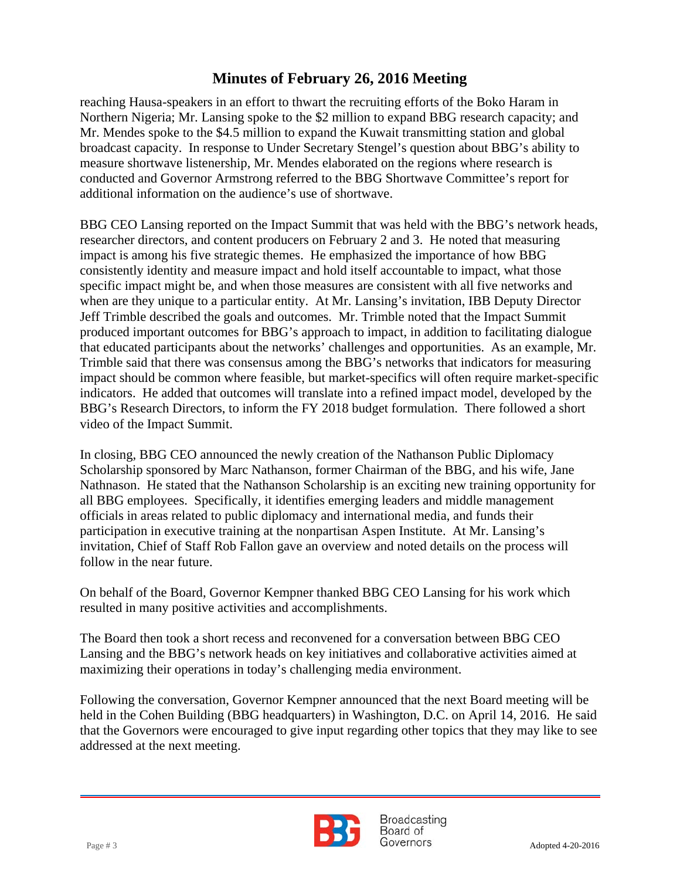reaching Hausa-speakers in an effort to thwart the recruiting efforts of the Boko Haram in Northern Nigeria; Mr. Lansing spoke to the $2 million to expand BBG research capacity; and Mr. Mendes spoke to the $4.5 million to expand the Kuwait transmitting station and global broadcast capacity. In response to Under Secretary Stengel's question about BBG's ability to measure shortwave listenership, Mr. Mendes elaborated on the regions where research is conducted and Governor Armstrong referred to the BBG Shortwave Committee's report for additional information on the audience's use of shortwave.

BBG CEO Lansing reported on the Impact Summit that was held with the BBG's network heads, researcher directors, and content producers on February 2 and 3. He noted that measuring impact is among his five strategic themes. He emphasized the importance of how BBG consistently identity and measure impact and hold itself accountable to impact, what those specific impact might be, and when those measures are consistent with all five networks and when are they unique to a particular entity. At Mr. Lansing's invitation, IBB Deputy Director Jeff Trimble described the goals and outcomes. Mr. Trimble noted that the Impact Summit produced important outcomes for BBG's approach to impact, in addition to facilitating dialogue that educated participants about the networks' challenges and opportunities. As an example, Mr. Trimble said that there was consensus among the BBG's networks that indicators for measuring impact should be common where feasible, but market-specifics will often require market-specific indicators. He added that outcomes will translate into a refined impact model, developed by the BBG's Research Directors, to inform the FY 2018 budget formulation. There followed a short video of the Impact Summit.

In closing, BBG CEO announced the newly creation of the Nathanson Public Diplomacy Scholarship sponsored by Marc Nathanson, former Chairman of the BBG, and his wife, Jane Nathnason. He stated that the Nathanson Scholarship is an exciting new training opportunity for all BBG employees. Specifically, it identifies emerging leaders and middle management officials in areas related to public diplomacy and international media, and funds their participation in executive training at the nonpartisan Aspen Institute. At Mr. Lansing's invitation, Chief of Staff Rob Fallon gave an overview and noted details on the process will follow in the near future.

On behalf of the Board, Governor Kempner thanked BBG CEO Lansing for his work which resulted in many positive activities and accomplishments.

The Board then took a short recess and reconvened for a conversation between BBG CEO Lansing and the BBG's network heads on key initiatives and collaborative activities aimed at maximizing their operations in today's challenging media environment.

Following the conversation, Governor Kempner announced that the next Board meeting will be held in the Cohen Building (BBG headquarters) in Washington, D.C. on April 14, 2016. He said that the Governors were encouraged to give input regarding other topics that they may like to see addressed at the next meeting.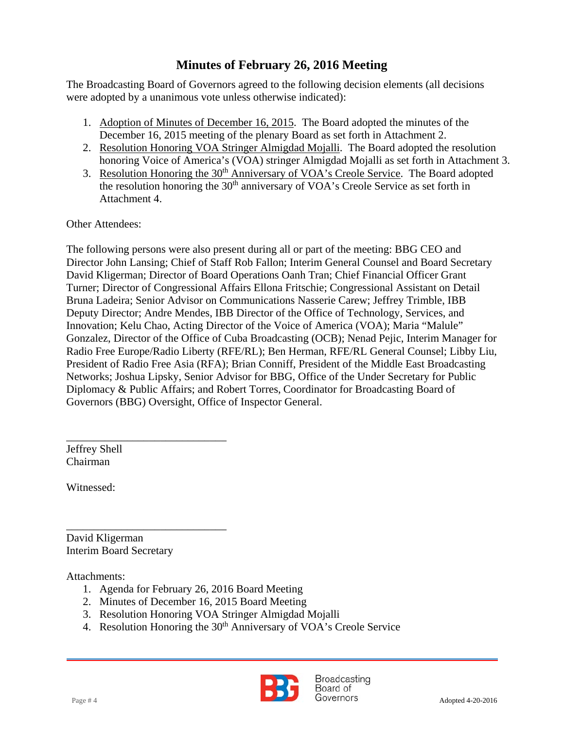# Minutes of February 26, 2016 Meeting

The Broadcasting Board of Governors agreed to the following decision elements (all decisions were adopted by a unanimous vote unless otherwise indicated):

1. Adoption of Minutes of December 16, 2015. The Board adopted the minutes of the December 16, 2015 meeting of the plenary Board as set forth in Attachment 2.
2. Resolution Honoring VOA Stringer Almigdad Mojalli. The Board adopted the resolution honoring Voice of America's (VOA) stringer Almigdad Mojalli as set forth in Attachment 3.
3. Resolution Honoring the 30th Anniversary of VOA's Creole Service. The Board adopted the resolution honoring the 30th anniversary of VOA's Creole Service as set forth in Attachment 4.

Other Attendees:

The following persons were also present during all or part of the meeting: BBG CEO and Director John Lansing; Chief of Staff Rob Fallon; Interim General Counsel and Board Secretary David Kligerman; Director of Board Operations Oanh Tran; Chief Financial Officer Grant Turner; Director of Congressional Affairs Ellona Fritschie; Congressional Assistant on Detail Bruna Ladeira; Senior Advisor on Communications Nasserie Carew; Jeffrey Trimble, IBB Deputy Director; Andre Mendes, IBB Director of the Office of Technology, Services, and Innovation; Kelu Chao, Acting Director of the Voice of America (VOA); Maria "Malule" Gonzalez, Director of the Office of Cuba Broadcasting (OCB); Nenad Pejic, Interim Manager for Radio Free Europe/Radio Liberty (RFE/RL); Ben Herman, RFE/RL General Counsel; Libby Liu, President of Radio Free Asia (RFA); Brian Conniff, President of the Middle East Broadcasting Networks; Joshua Lipsky, Senior Advisor for BBG, Office of the Under Secretary for Public Diplomacy & Public Affairs; and Robert Torres, Coordinator for Broadcasting Board of Governors (BBG) Oversight, Office of Inspector General.

_____________________________
Jeffrey Shell
Chairman

Witnessed:

_____________________________
David Kligerman
Interim Board Secretary

Attachments:

1. Agenda for February 26, 2016 Board Meeting
2. Minutes of December 16, 2015 Board Meeting
3. Resolution Honoring VOA Stringer Almigdad Mojalli
4. Resolution Honoring the 30th Anniversary of VOA's Creole Service

Adopted 4-20-2016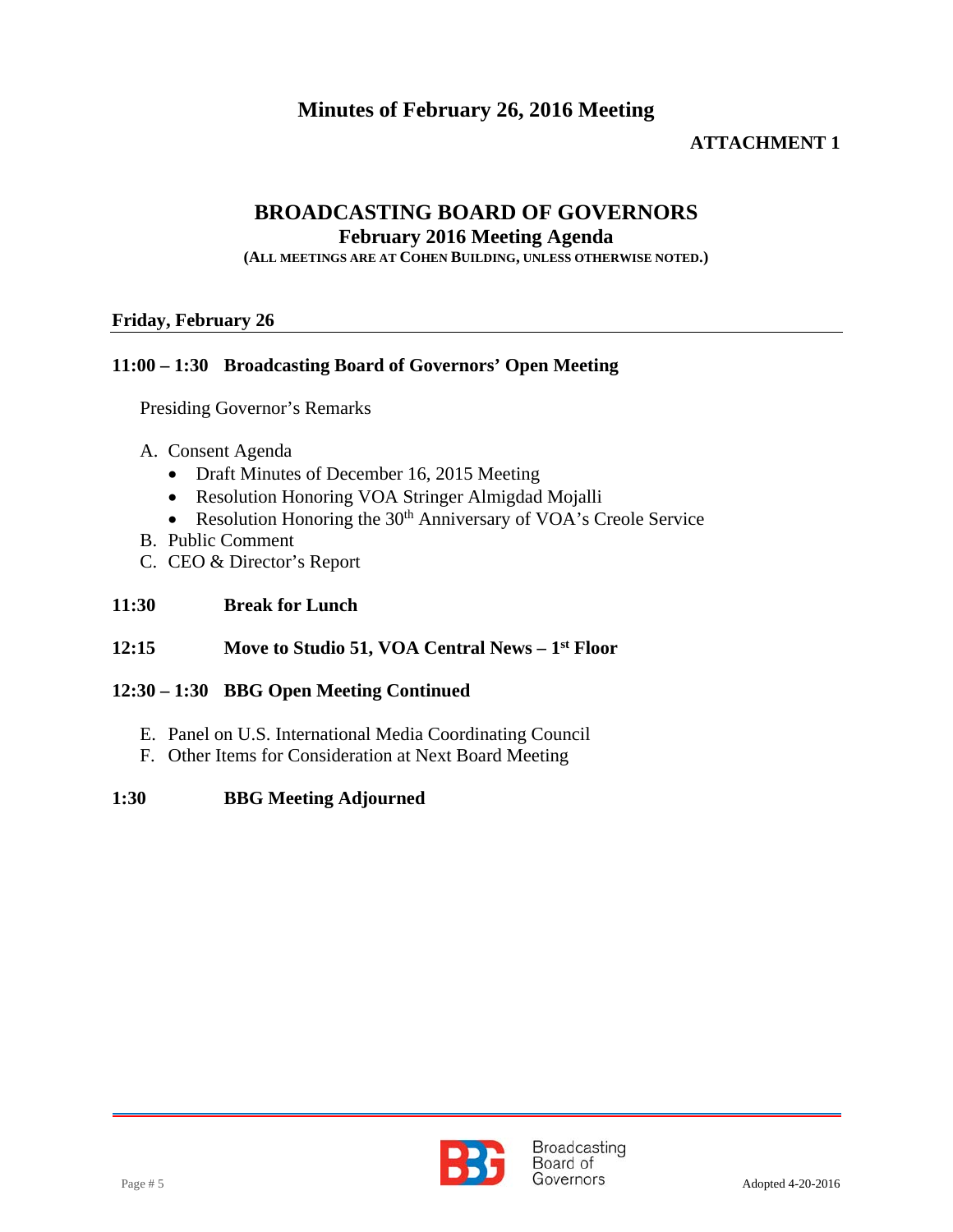## Minutes of February 26, 2016 Meeting

**ATTACHMENT 1**

# BROADCASTING BOARD OF GOVERNORS

## February 2016 Meeting Agenda

**(ALL MEETINGS ARE AT COHEN BUILDING, UNLESS OTHERWISE NOTED.)**

**Friday, February 26**

**11:00 – 1:30 Broadcasting Board of Governors' Open Meeting**

Presiding Governor's Remarks

A. Consent Agenda
   - Draft Minutes of December 16, 2015 Meeting
   - Resolution Honoring VOA Stringer Almigdad Mojalli
   - Resolution Honoring the 30th Anniversary of VOA's Creole Service

B. Public Comment

C. CEO & Director's Report

**11:30 Break for Lunch**

**12:15 Move to Studio 51, VOA Central News – 1st Floor**

**12:30 – 1:30 BBG Open Meeting Continued**

E. Panel on U.S. International Media Coordinating Council

F. Other Items for Consideration at Next Board Meeting

**1:30 BBG Meeting Adjourned**

Adopted 4-20-2016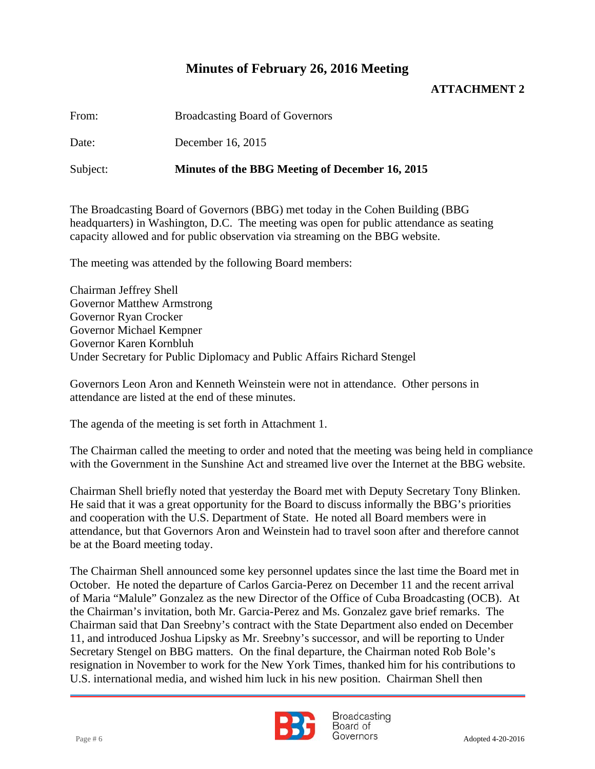# Minutes of February 26, 2016 Meeting

**ATTACHMENT 2**

From: Broadcasting Board of Governors

Date: December 16, 2015

Subject: **Minutes of the BBG Meeting of December 16, 2015**

The Broadcasting Board of Governors (BBG) met today in the Cohen Building (BBG headquarters) in Washington, D.C. The meeting was open for public attendance as seating capacity allowed and for public observation via streaming on the BBG website.

The meeting was attended by the following Board members:

Chairman Jeffrey Shell
Governor Matthew Armstrong
Governor Ryan Crocker
Governor Michael Kempner
Governor Karen Kornbluh
Under Secretary for Public Diplomacy and Public Affairs Richard Stengel

Governors Leon Aron and Kenneth Weinstein were not in attendance. Other persons in attendance are listed at the end of these minutes.

The agenda of the meeting is set forth in Attachment 1.

The Chairman called the meeting to order and noted that the meeting was being held in compliance with the Government in the Sunshine Act and streamed live over the Internet at the BBG website.

Chairman Shell briefly noted that yesterday the Board met with Deputy Secretary Tony Blinken. He said that it was a great opportunity for the Board to discuss informally the BBG's priorities and cooperation with the U.S. Department of State. He noted all Board members were in attendance, but that Governors Aron and Weinstein had to travel soon after and therefore cannot be at the Board meeting today.

The Chairman Shell announced some key personnel updates since the last time the Board met in October. He noted the departure of Carlos Garcia-Perez on December 11 and the recent arrival of Maria "Malule" Gonzalez as the new Director of the Office of Cuba Broadcasting (OCB). At the Chairman's invitation, both Mr. Garcia-Perez and Ms. Gonzalez gave brief remarks. The Chairman said that Dan Sreebny's contract with the State Department also ended on December 11, and introduced Joshua Lipsky as Mr. Sreebny's successor, and will be reporting to Under Secretary Stengel on BBG matters. On the final departure, the Chairman noted Rob Bole's resignation in November to work for the New York Times, thanked him for his contributions to U.S. international media, and wished him luck in his new position. Chairman Shell then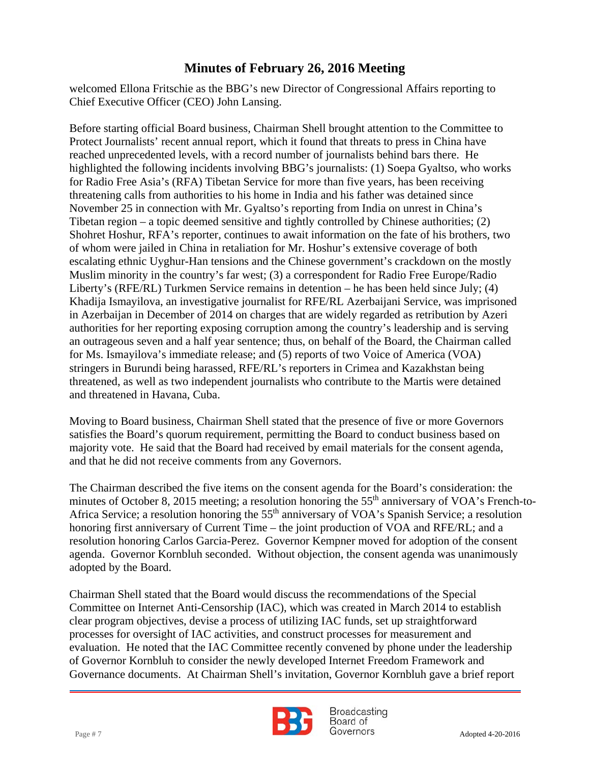welcomed Ellona Fritschie as the BBG's new Director of Congressional Affairs reporting to Chief Executive Officer (CEO) John Lansing.

Before starting official Board business, Chairman Shell brought attention to the Committee to Protect Journalists' recent annual report, which it found that threats to press in China have reached unprecedented levels, with a record number of journalists behind bars there. He highlighted the following incidents involving BBG's journalists: (1) Soepa Gyaltso, who works for Radio Free Asia's (RFA) Tibetan Service for more than five years, has been receiving threatening calls from authorities to his home in India and his father was detained since November 25 in connection with Mr. Gyaltso's reporting from India on unrest in China's Tibetan region – a topic deemed sensitive and tightly controlled by Chinese authorities; (2) Shohret Hoshur, RFA's reporter, continues to await information on the fate of his brothers, two of whom were jailed in China in retaliation for Mr. Hoshur's extensive coverage of both escalating ethnic Uyghur-Han tensions and the Chinese government's crackdown on the mostly Muslim minority in the country's far west; (3) a correspondent for Radio Free Europe/Radio Liberty's (RFE/RL) Turkmen Service remains in detention – he has been held since July; (4) Khadija Ismayilova, an investigative journalist for RFE/RL Azerbaijani Service, was imprisoned in Azerbaijan in December of 2014 on charges that are widely regarded as retribution by Azeri authorities for her reporting exposing corruption among the country's leadership and is serving an outrageous seven and a half year sentence; thus, on behalf of the Board, the Chairman called for Ms. Ismayilova's immediate release; and (5) reports of two Voice of America (VOA) stringers in Burundi being harassed, RFE/RL's reporters in Crimea and Kazakhstan being threatened, as well as two independent journalists who contribute to the Martis were detained and threatened in Havana, Cuba.

Moving to Board business, Chairman Shell stated that the presence of five or more Governors satisfies the Board's quorum requirement, permitting the Board to conduct business based on majority vote. He said that the Board had received by email materials for the consent agenda, and that he did not receive comments from any Governors.

The Chairman described the five items on the consent agenda for the Board's consideration: the minutes of October 8, 2015 meeting; a resolution honoring the 55th anniversary of VOA's French-to-Africa Service; a resolution honoring the 55th anniversary of VOA's Spanish Service; a resolution honoring first anniversary of Current Time – the joint production of VOA and RFE/RL; and a resolution honoring Carlos Garcia-Perez. Governor Kempner moved for adoption of the consent agenda. Governor Kornbluh seconded. Without objection, the consent agenda was unanimously adopted by the Board.

Chairman Shell stated that the Board would discuss the recommendations of the Special Committee on Internet Anti-Censorship (IAC), which was created in March 2014 to establish clear program objectives, devise a process of utilizing IAC funds, set up straightforward processes for oversight of IAC activities, and construct processes for measurement and evaluation. He noted that the IAC Committee recently convened by phone under the leadership of Governor Kornbluh to consider the newly developed Internet Freedom Framework and Governance documents. At Chairman Shell's invitation, Governor Kornbluh gave a brief report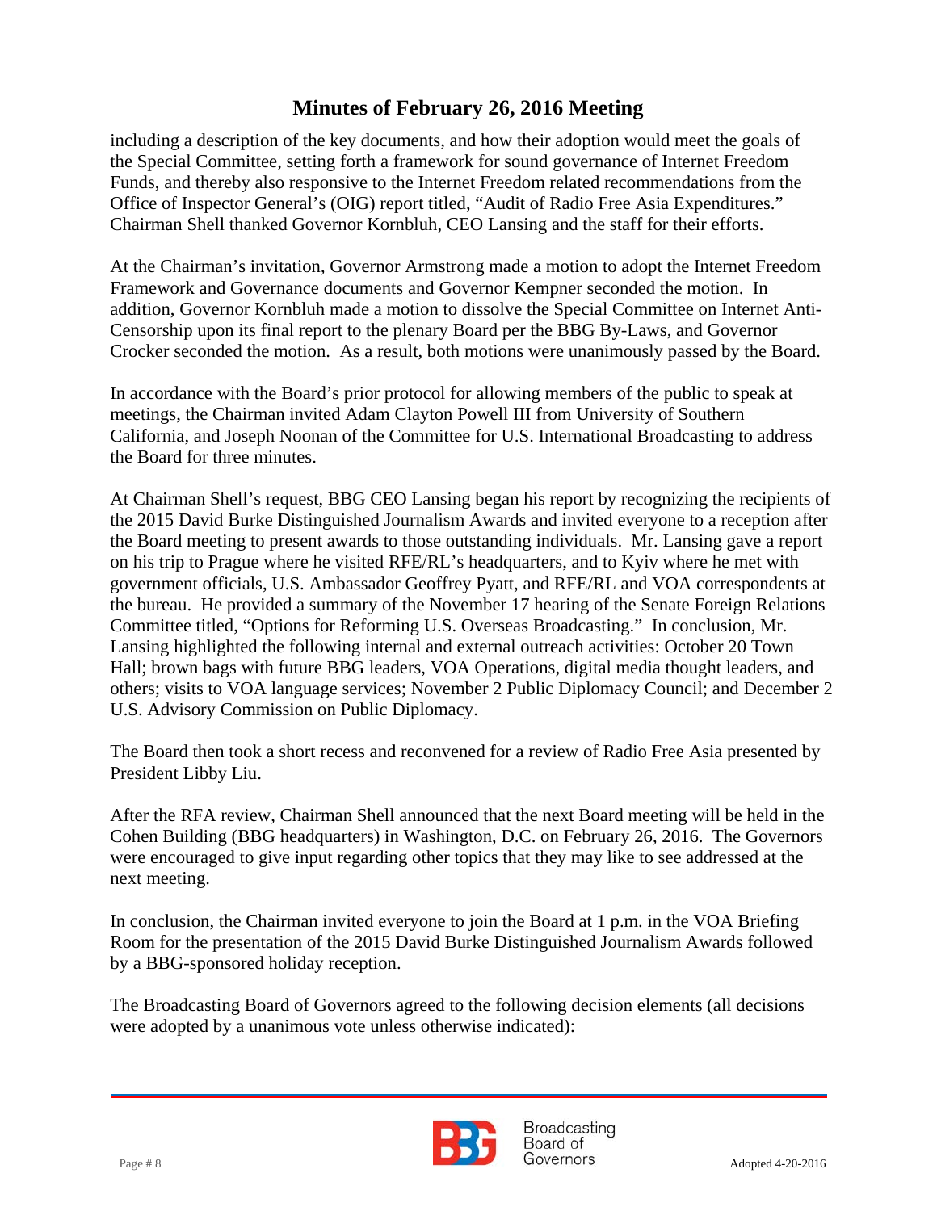# Minutes of February 26, 2016 Meeting

including a description of the key documents, and how their adoption would meet the goals of the Special Committee, setting forth a framework for sound governance of Internet Freedom Funds, and thereby also responsive to the Internet Freedom related recommendations from the Office of Inspector General's (OIG) report titled, "Audit of Radio Free Asia Expenditures." Chairman Shell thanked Governor Kornbluh, CEO Lansing and the staff for their efforts.

At the Chairman's invitation, Governor Armstrong made a motion to adopt the Internet Freedom Framework and Governance documents and Governor Kempner seconded the motion. In addition, Governor Kornbluh made a motion to dissolve the Special Committee on Internet Anti-Censorship upon its final report to the plenary Board per the BBG By-Laws, and Governor Crocker seconded the motion. As a result, both motions were unanimously passed by the Board.

In accordance with the Board's prior protocol for allowing members of the public to speak at meetings, the Chairman invited Adam Clayton Powell III from University of Southern California, and Joseph Noonan of the Committee for U.S. International Broadcasting to address the Board for three minutes.

At Chairman Shell's request, BBG CEO Lansing began his report by recognizing the recipients of the 2015 David Burke Distinguished Journalism Awards and invited everyone to a reception after the Board meeting to present awards to those outstanding individuals. Mr. Lansing gave a report on his trip to Prague where he visited RFE/RL's headquarters, and to Kyiv where he met with government officials, U.S. Ambassador Geoffrey Pyatt, and RFE/RL and VOA correspondents at the bureau. He provided a summary of the November 17 hearing of the Senate Foreign Relations Committee titled, "Options for Reforming U.S. Overseas Broadcasting." In conclusion, Mr. Lansing highlighted the following internal and external outreach activities: October 20 Town Hall; brown bags with future BBG leaders, VOA Operations, digital media thought leaders, and others; visits to VOA language services; November 2 Public Diplomacy Council; and December 2 U.S. Advisory Commission on Public Diplomacy.

The Board then took a short recess and reconvened for a review of Radio Free Asia presented by President Libby Liu.

After the RFA review, Chairman Shell announced that the next Board meeting will be held in the Cohen Building (BBG headquarters) in Washington, D.C. on February 26, 2016. The Governors were encouraged to give input regarding other topics that they may like to see addressed at the next meeting.

In conclusion, the Chairman invited everyone to join the Board at 1 p.m. in the VOA Briefing Room for the presentation of the 2015 David Burke Distinguished Journalism Awards followed by a BBG-sponsored holiday reception.

The Broadcasting Board of Governors agreed to the following decision elements (all decisions were adopted by a unanimous vote unless otherwise indicated):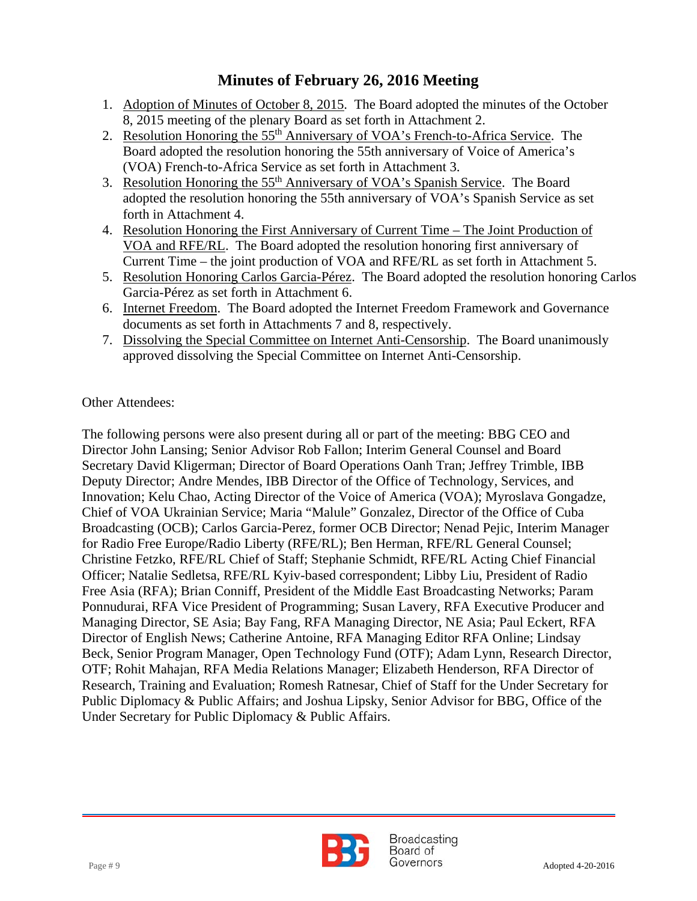# Minutes of February 26, 2016 Meeting

1. Adoption of Minutes of October 8, 2015. The Board adopted the minutes of the October 8, 2015 meeting of the plenary Board as set forth in Attachment 2.
2. Resolution Honoring the 55th Anniversary of VOA's French-to-Africa Service. The Board adopted the resolution honoring the 55th anniversary of Voice of America's (VOA) French-to-Africa Service as set forth in Attachment 3.
3. Resolution Honoring the 55th Anniversary of VOA's Spanish Service. The Board adopted the resolution honoring the 55th anniversary of VOA's Spanish Service as set forth in Attachment 4.
4. Resolution Honoring the First Anniversary of Current Time – The Joint Production of VOA and RFE/RL. The Board adopted the resolution honoring first anniversary of Current Time – the joint production of VOA and RFE/RL as set forth in Attachment 5.
5. Resolution Honoring Carlos Garcia-Pérez. The Board adopted the resolution honoring Carlos Garcia-Pérez as set forth in Attachment 6.
6. Internet Freedom. The Board adopted the Internet Freedom Framework and Governance documents as set forth in Attachments 7 and 8, respectively.
7. Dissolving the Special Committee on Internet Anti-Censorship. The Board unanimously approved dissolving the Special Committee on Internet Anti-Censorship.

Other Attendees:

The following persons were also present during all or part of the meeting: BBG CEO and Director John Lansing; Senior Advisor Rob Fallon; Interim General Counsel and Board Secretary David Kligerman; Director of Board Operations Oanh Tran; Jeffrey Trimble, IBB Deputy Director; Andre Mendes, IBB Director of the Office of Technology, Services, and Innovation; Kelu Chao, Acting Director of the Voice of America (VOA); Myroslava Gongadze, Chief of VOA Ukrainian Service; Maria "Malule" Gonzalez, Director of the Office of Cuba Broadcasting (OCB); Carlos Garcia-Perez, former OCB Director; Nenad Pejic, Interim Manager for Radio Free Europe/Radio Liberty (RFE/RL); Ben Herman, RFE/RL General Counsel; Christine Fetzko, RFE/RL Chief of Staff; Stephanie Schmidt, RFE/RL Acting Chief Financial Officer; Natalie Sedletsa, RFE/RL Kyiv-based correspondent; Libby Liu, President of Radio Free Asia (RFA); Brian Conniff, President of the Middle East Broadcasting Networks; Param Ponnudurai, RFA Vice President of Programming; Susan Lavery, RFA Executive Producer and Managing Director, SE Asia; Bay Fang, RFA Managing Director, NE Asia; Paul Eckert, RFA Director of English News; Catherine Antoine, RFA Managing Editor RFA Online; Lindsay Beck, Senior Program Manager, Open Technology Fund (OTF); Adam Lynn, Research Director, OTF; Rohit Mahajan, RFA Media Relations Manager; Elizabeth Henderson, RFA Director of Research, Training and Evaluation; Romesh Ratnesar, Chief of Staff for the Under Secretary for Public Diplomacy & Public Affairs; and Joshua Lipsky, Senior Advisor for BBG, Office of the Under Secretary for Public Diplomacy & Public Affairs.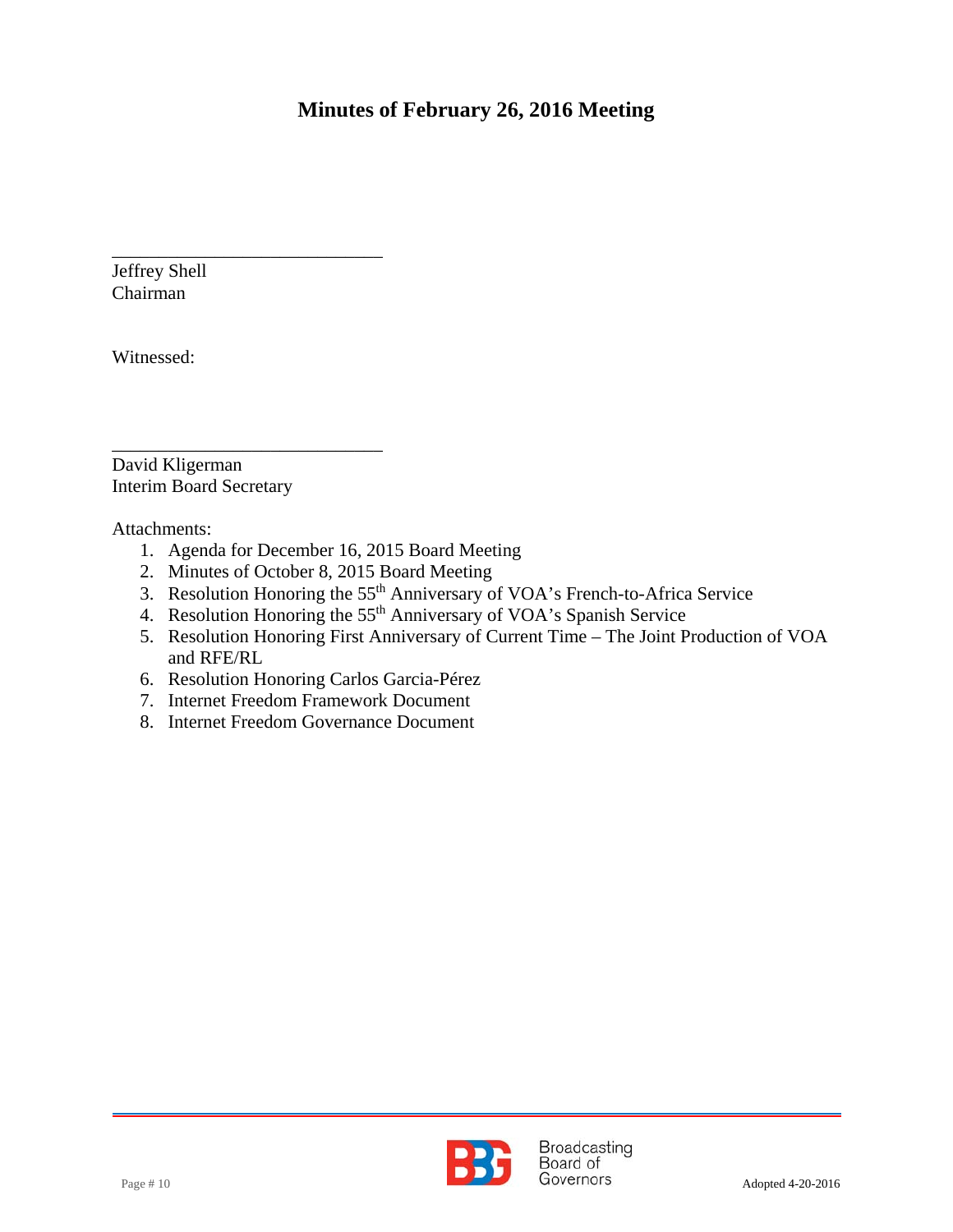# Minutes of February 26, 2016 Meeting

\_\_\_\_\_\_\_\_\_\_\_\_\_\_\_\_\_\_\_\_\_\_\_\_\_\_\_\_\_\_

Jeffrey Shell
Chairman

Witnessed:

\_\_\_\_\_\_\_\_\_\_\_\_\_\_\_\_\_\_\_\_\_\_\_\_\_\_\_\_\_\_

David Kligerman
Interim Board Secretary

Attachments:

1. Agenda for December 16, 2015 Board Meeting
2. Minutes of October 8, 2015 Board Meeting
3. Resolution Honoring the 55th Anniversary of VOA's French-to-Africa Service
4. Resolution Honoring the 55th Anniversary of VOA's Spanish Service
5. Resolution Honoring First Anniversary of Current Time – The Joint Production of VOA and RFE/RL
6. Resolution Honoring Carlos Garcia-Pérez
7. Internet Freedom Framework Document
8. Internet Freedom Governance Document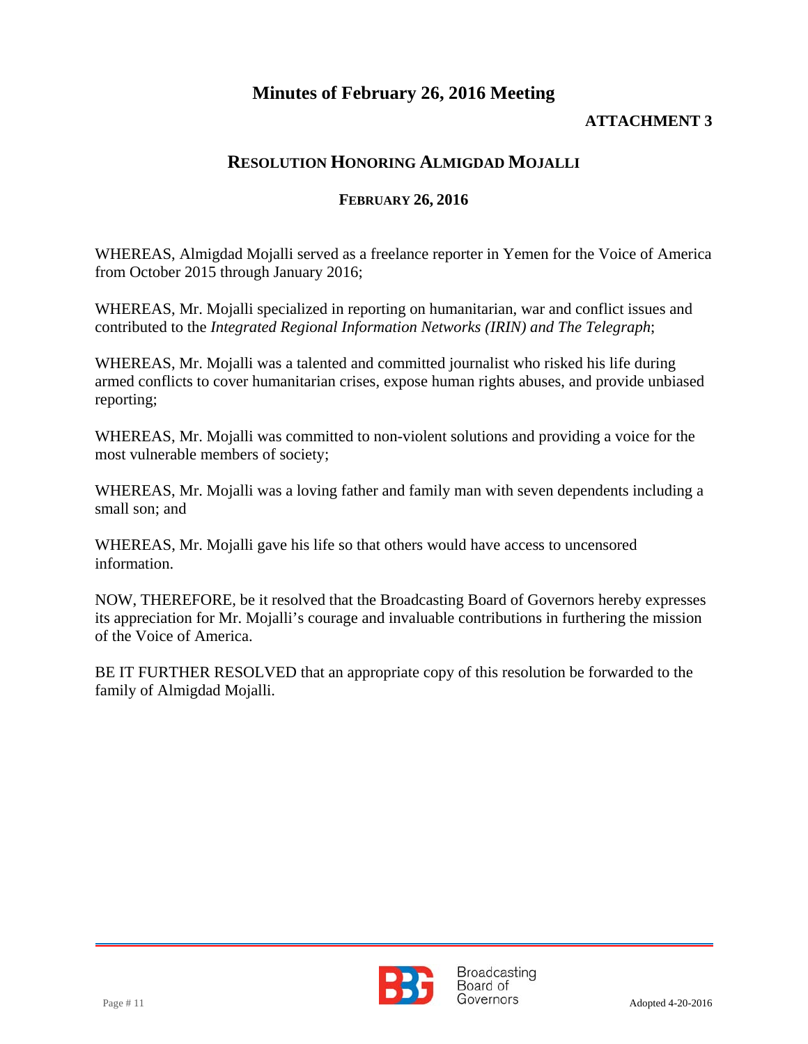# Minutes of February 26, 2016 Meeting

**ATTACHMENT 3**

## RESOLUTION HONORING ALMIGDAD MOJALLI

### FEBRUARY 26, 2016

WHEREAS, Almigdad Mojalli served as a freelance reporter in Yemen for the Voice of America from October 2015 through January 2016;

WHEREAS, Mr. Mojalli specialized in reporting on humanitarian, war and conflict issues and contributed to the *Integrated Regional Information Networks (IRIN) and The Telegraph*;

WHEREAS, Mr. Mojalli was a talented and committed journalist who risked his life during armed conflicts to cover humanitarian crises, expose human rights abuses, and provide unbiased reporting;

WHEREAS, Mr. Mojalli was committed to non-violent solutions and providing a voice for the most vulnerable members of society;

WHEREAS, Mr. Mojalli was a loving father and family man with seven dependents including a small son; and

WHEREAS, Mr. Mojalli gave his life so that others would have access to uncensored information.

NOW, THEREFORE, be it resolved that the Broadcasting Board of Governors hereby expresses its appreciation for Mr. Mojalli's courage and invaluable contributions in furthering the mission of the Voice of America.

BE IT FURTHER RESOLVED that an appropriate copy of this resolution be forwarded to the family of Almigdad Mojalli.

Adopted 4-20-2016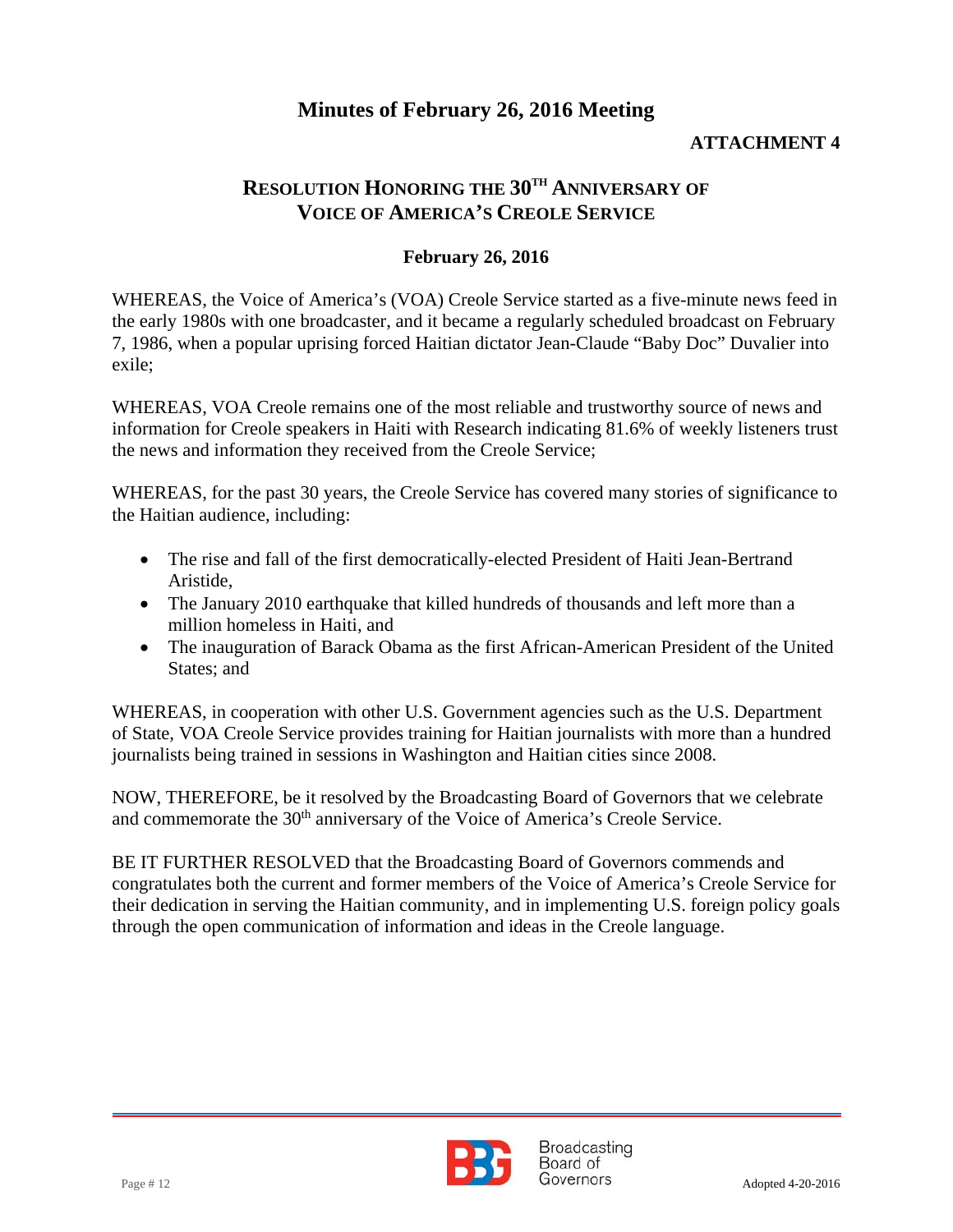# Minutes of February 26, 2016 Meeting

**ATTACHMENT 4**

## RESOLUTION HONORING THE 30TH ANNIVERSARY OF VOICE OF AMERICA'S CREOLE SERVICE

**February 26, 2016**

WHEREAS, the Voice of America's (VOA) Creole Service started as a five-minute news feed in the early 1980s with one broadcaster, and it became a regularly scheduled broadcast on February 7, 1986, when a popular uprising forced Haitian dictator Jean-Claude "Baby Doc" Duvalier into exile;

WHEREAS, VOA Creole remains one of the most reliable and trustworthy source of news and information for Creole speakers in Haiti with Research indicating 81.6% of weekly listeners trust the news and information they received from the Creole Service;

WHEREAS, for the past 30 years, the Creole Service has covered many stories of significance to the Haitian audience, including:

- The rise and fall of the first democratically-elected President of Haiti Jean-Bertrand Aristide,
- The January 2010 earthquake that killed hundreds of thousands and left more than a million homeless in Haiti, and
- The inauguration of Barack Obama as the first African-American President of the United States; and

WHEREAS, in cooperation with other U.S. Government agencies such as the U.S. Department of State, VOA Creole Service provides training for Haitian journalists with more than a hundred journalists being trained in sessions in Washington and Haitian cities since 2008.

NOW, THEREFORE, be it resolved by the Broadcasting Board of Governors that we celebrate and commemorate the 30th anniversary of the Voice of America's Creole Service.

BE IT FURTHER RESOLVED that the Broadcasting Board of Governors commends and congratulates both the current and former members of the Voice of America's Creole Service for their dedication in serving the Haitian community, and in implementing U.S. foreign policy goals through the open communication of information and ideas in the Creole language.

Adopted 4-20-2016